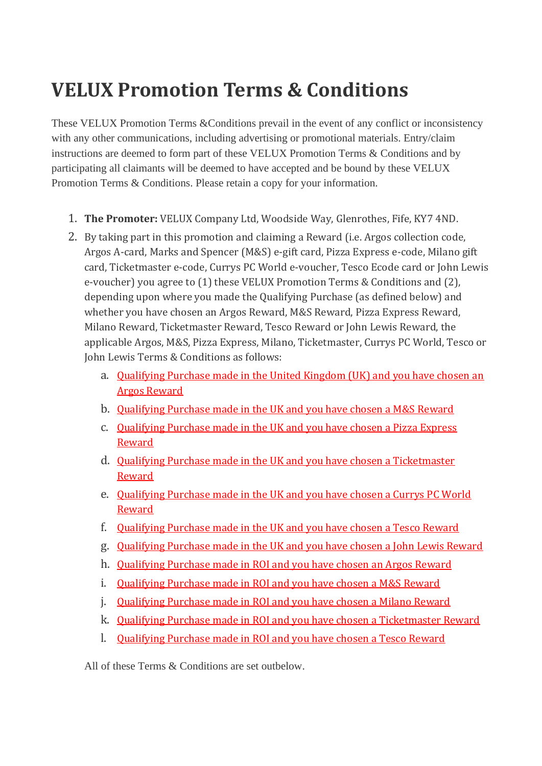# VELUX Promotion Terms & Conditions

These VELUX Promotion Terms &Conditions prevail in the event of any conflict or inconsistency with any other communications, including advertising or promotional materials. Entry/claim instructions are deemed to form part of these VELUX Promotion Terms & Conditions and by participating all claimants will be deemed to have accepted and be bound by these VELUX Promotion Terms & Conditions. Please retain a copy for your information.

1. **The Promoter:** VELUX Company Ltd, Woodside Way, Glenrothes, Fife, KY7 4ND.
2. By taking part in this promotion and claiming a Reward (i.e. Argos collection code, Argos A-card, Marks and Spencer (M&S) e-gift card, Pizza Express e-code, Milano gift card, Ticketmaster e-code, Currys PC World e-voucher, Tesco Ecode card or John Lewis e-voucher) you agree to (1) these VELUX Promotion Terms & Conditions and (2), depending upon where you made the Qualifying Purchase (as defined below) and whether you have chosen an Argos Reward, M&S Reward, Pizza Express Reward, Milano Reward, Ticketmaster Reward, Tesco Reward or John Lewis Reward, the applicable Argos, M&S, Pizza Express, Milano, Ticketmaster, Currys PC World, Tesco or John Lewis Terms & Conditions as follows:
    a. Qualifying Purchase made in the United Kingdom (UK) and you have chosen an Argos Reward
    b. Qualifying Purchase made in the UK and you have chosen a M&S Reward
    c. Qualifying Purchase made in the UK and you have chosen a Pizza Express Reward
    d. Qualifying Purchase made in the UK and you have chosen a Ticketmaster Reward
    e. Qualifying Purchase made in the UK and you have chosen a Currys PC World Reward
    f. Qualifying Purchase made in the UK and you have chosen a Tesco Reward
    g. Qualifying Purchase made in the UK and you have chosen a John Lewis Reward
    h. Qualifying Purchase made in ROI and you have chosen an Argos Reward
    i. Qualifying Purchase made in ROI and you have chosen a M&S Reward
    j. Qualifying Purchase made in ROI and you have chosen a Milano Reward
    k. Qualifying Purchase made in ROI and you have chosen a Ticketmaster Reward
    l. Qualifying Purchase made in ROI and you have chosen a Tesco Reward

    All of these Terms & Conditions are set outbelow.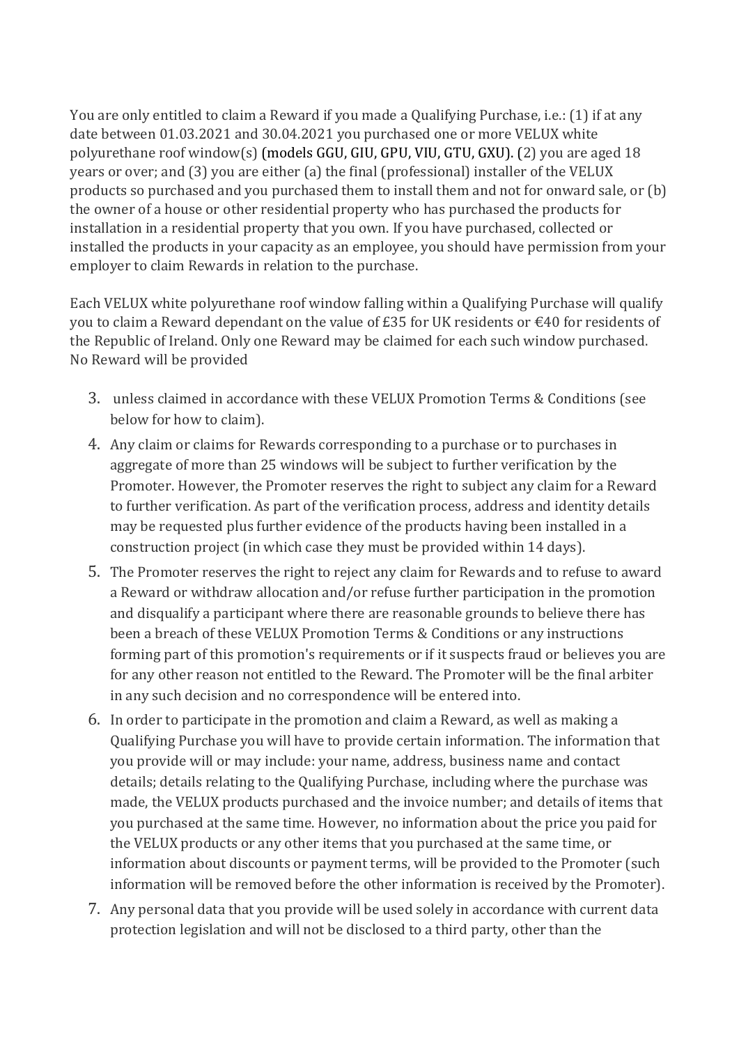You are only entitled to claim a Reward if you made a Qualifying Purchase, i.e.: (1) if at any date between 01.03.2021 and 30.04.2021 you purchased one or more VELUX white polyurethane roof window(s) (models GGU, GIU, GPU, VIU, GTU, GXU). (2) you are aged 18 years or over; and (3) you are either (a) the final (professional) installer of the VELUX products so purchased and you purchased them to install them and not for onward sale, or (b) the owner of a house or other residential property who has purchased the products for installation in a residential property that you own. If you have purchased, collected or installed the products in your capacity as an employee, you should have permission from your employer to claim Rewards in relation to the purchase.

Each VELUX white polyurethane roof window falling within a Qualifying Purchase will qualify you to claim a Reward dependant on the value of £35 for UK residents or €40 for residents of the Republic of Ireland. Only one Reward may be claimed for each such window purchased. No Reward will be provided

3. unless claimed in accordance with these VELUX Promotion Terms & Conditions (see below for how to claim).
4. Any claim or claims for Rewards corresponding to a purchase or to purchases in aggregate of more than 25 windows will be subject to further verification by the Promoter. However, the Promoter reserves the right to subject any claim for a Reward to further verification. As part of the verification process, address and identity details may be requested plus further evidence of the products having been installed in a construction project (in which case they must be provided within 14 days).
5. The Promoter reserves the right to reject any claim for Rewards and to refuse to award a Reward or withdraw allocation and/or refuse further participation in the promotion and disqualify a participant where there are reasonable grounds to believe there has been a breach of these VELUX Promotion Terms & Conditions or any instructions forming part of this promotion's requirements or if it suspects fraud or believes you are for any other reason not entitled to the Reward. The Promoter will be the final arbiter in any such decision and no correspondence will be entered into.
6. In order to participate in the promotion and claim a Reward, as well as making a Qualifying Purchase you will have to provide certain information. The information that you provide will or may include: your name, address, business name and contact details; details relating to the Qualifying Purchase, including where the purchase was made, the VELUX products purchased and the invoice number; and details of items that you purchased at the same time. However, no information about the price you paid for the VELUX products or any other items that you purchased at the same time, or information about discounts or payment terms, will be provided to the Promoter (such information will be removed before the other information is received by the Promoter).
7. Any personal data that you provide will be used solely in accordance with current data protection legislation and will not be disclosed to a third party, other than the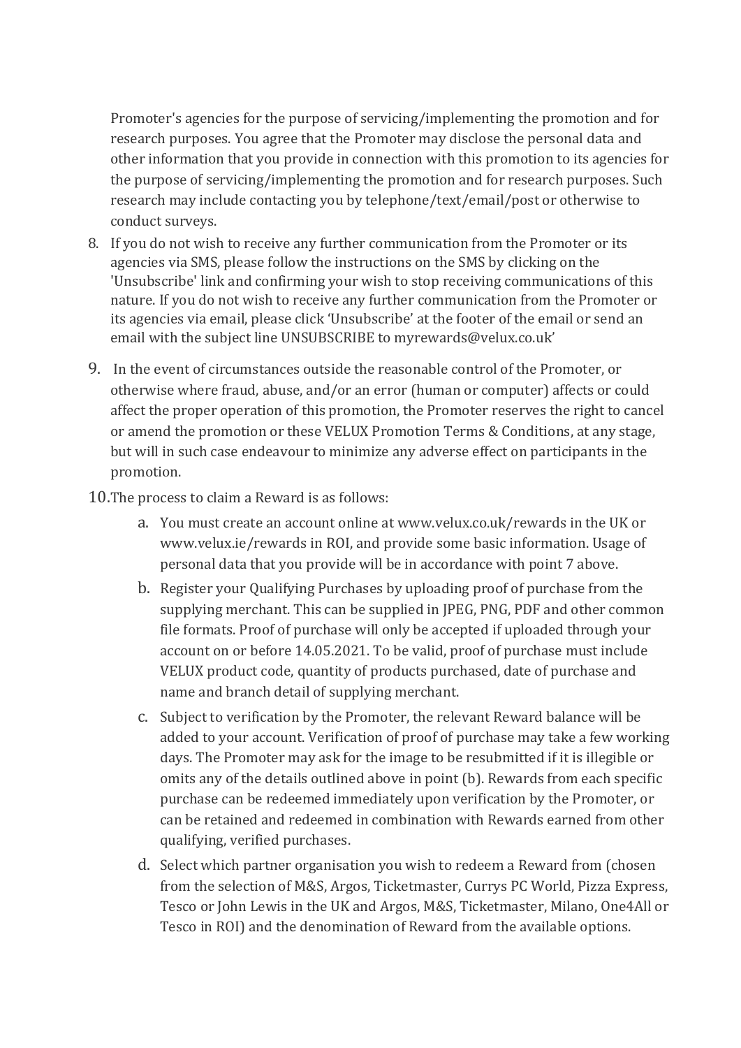Promoter's agencies for the purpose of servicing/implementing the promotion and for research purposes. You agree that the Promoter may disclose the personal data and other information that you provide in connection with this promotion to its agencies for the purpose of servicing/implementing the promotion and for research purposes. Such research may include contacting you by telephone/text/email/post or otherwise to conduct surveys.

8. If you do not wish to receive any further communication from the Promoter or its agencies via SMS, please follow the instructions on the SMS by clicking on the 'Unsubscribe' link and confirming your wish to stop receiving communications of this nature. If you do not wish to receive any further communication from the Promoter or its agencies via email, please click 'Unsubscribe' at the footer of the email or send an email with the subject line UNSUBSCRIBE to myrewards@velux.co.uk'
9. In the event of circumstances outside the reasonable control of the Promoter, or otherwise where fraud, abuse, and/or an error (human or computer) affects or could affect the proper operation of this promotion, the Promoter reserves the right to cancel or amend the promotion or these VELUX Promotion Terms & Conditions, at any stage, but will in such case endeavour to minimize any adverse effect on participants in the promotion.
10. The process to claim a Reward is as follows:
    a. You must create an account online at www.velux.co.uk/rewards in the UK or www.velux.ie/rewards in ROI, and provide some basic information. Usage of personal data that you provide will be in accordance with point 7 above.
    b. Register your Qualifying Purchases by uploading proof of purchase from the supplying merchant. This can be supplied in JPEG, PNG, PDF and other common file formats. Proof of purchase will only be accepted if uploaded through your account on or before 14.05.2021. To be valid, proof of purchase must include VELUX product code, quantity of products purchased, date of purchase and name and branch detail of supplying merchant.
    c. Subject to verification by the Promoter, the relevant Reward balance will be added to your account. Verification of proof of purchase may take a few working days. The Promoter may ask for the image to be resubmitted if it is illegible or omits any of the details outlined above in point (b). Rewards from each specific purchase can be redeemed immediately upon verification by the Promoter, or can be retained and redeemed in combination with Rewards earned from other qualifying, verified purchases.
    d. Select which partner organisation you wish to redeem a Reward from (chosen from the selection of M&S, Argos, Ticketmaster, Currys PC World, Pizza Express, Tesco or John Lewis in the UK and Argos, M&S, Ticketmaster, Milano, One4All or Tesco in ROI) and the denomination of Reward from the available options.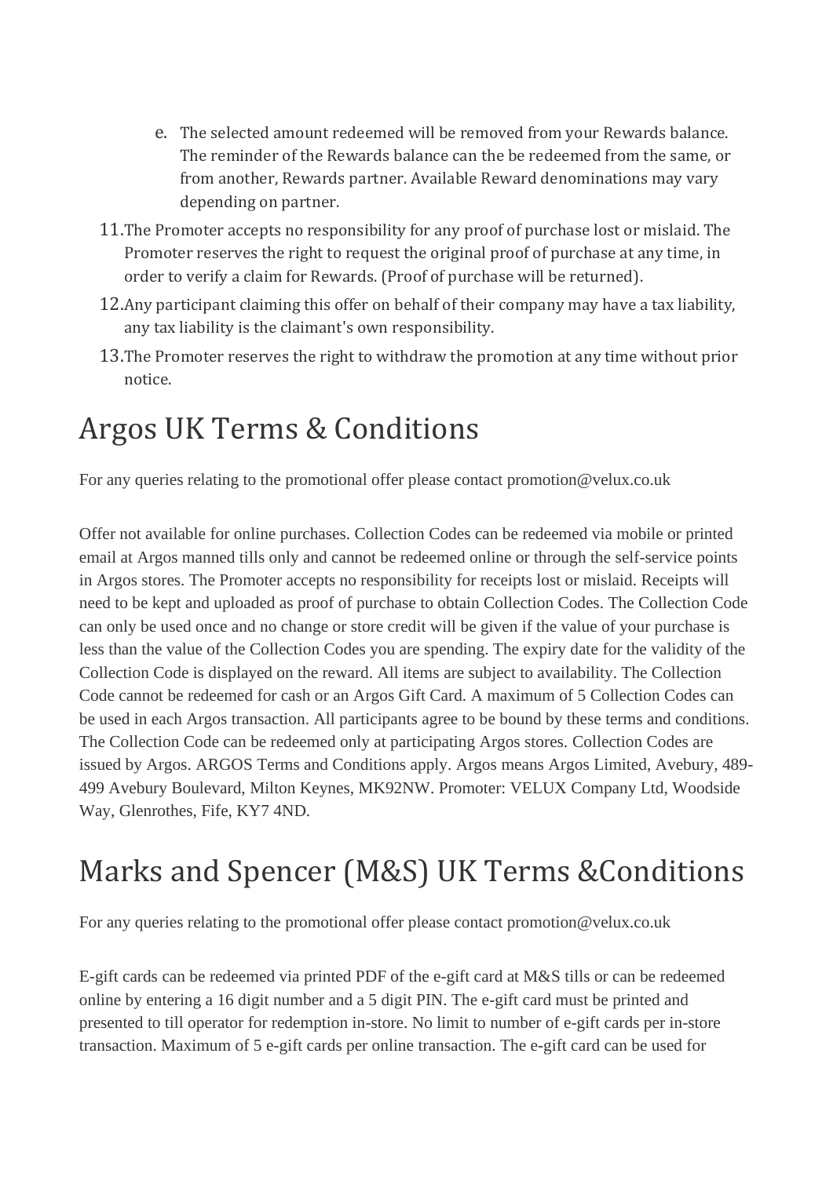e. The selected amount redeemed will be removed from your Rewards balance. The reminder of the Rewards balance can the be redeemed from the same, or from another, Rewards partner. Available Reward denominations may vary depending on partner.

11. The Promoter accepts no responsibility for any proof of purchase lost or mislaid. The Promoter reserves the right to request the original proof of purchase at any time, in order to verify a claim for Rewards. (Proof of purchase will be returned).
12. Any participant claiming this offer on behalf of their company may have a tax liability, any tax liability is the claimant's own responsibility.
13. The Promoter reserves the right to withdraw the promotion at any time without prior notice.

# Argos UK Terms & Conditions

For any queries relating to the promotional offer please contact promotion@velux.co.uk

Offer not available for online purchases. Collection Codes can be redeemed via mobile or printed email at Argos manned tills only and cannot be redeemed online or through the self-service points in Argos stores. The Promoter accepts no responsibility for receipts lost or mislaid. Receipts will need to be kept and uploaded as proof of purchase to obtain Collection Codes. The Collection Code can only be used once and no change or store credit will be given if the value of your purchase is less than the value of the Collection Codes you are spending. The expiry date for the validity of the Collection Code is displayed on the reward. All items are subject to availability. The Collection Code cannot be redeemed for cash or an Argos Gift Card. A maximum of 5 Collection Codes can be used in each Argos transaction. All participants agree to be bound by these terms and conditions. The Collection Code can be redeemed only at participating Argos stores. Collection Codes are issued by Argos. ARGOS Terms and Conditions apply. Argos means Argos Limited, Avebury, 489-499 Avebury Boulevard, Milton Keynes, MK92NW. Promoter: VELUX Company Ltd, Woodside Way, Glenrothes, Fife, KY7 4ND.

# Marks and Spencer (M&S) UK Terms &Conditions

For any queries relating to the promotional offer please contact promotion@velux.co.uk

E-gift cards can be redeemed via printed PDF of the e-gift card at M&S tills or can be redeemed online by entering a 16 digit number and a 5 digit PIN. The e-gift card must be printed and presented to till operator for redemption in-store. No limit to number of e-gift cards per in-store transaction. Maximum of 5 e-gift cards per online transaction. The e-gift card can be used for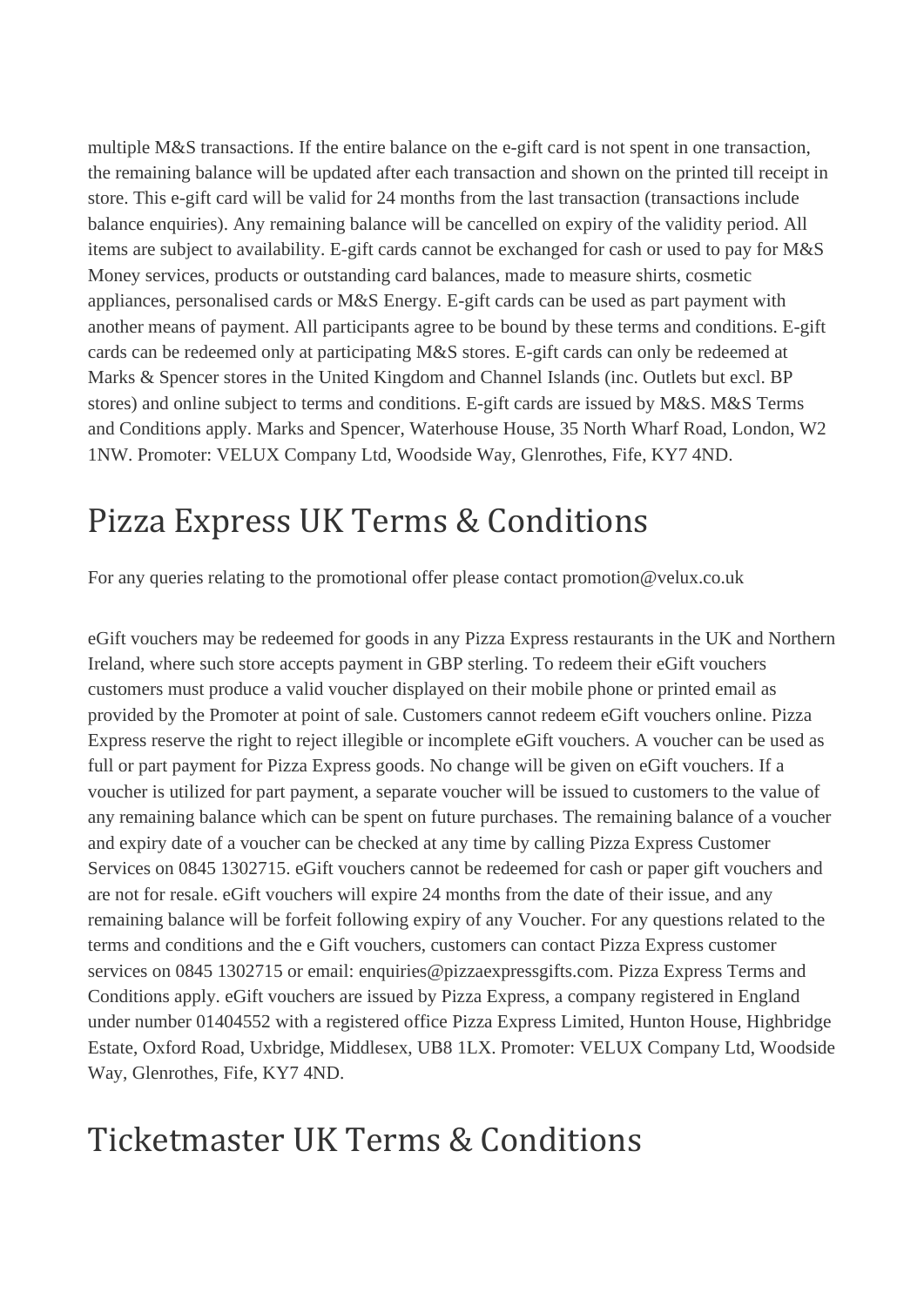multiple M&S transactions. If the entire balance on the e-gift card is not spent in one transaction, the remaining balance will be updated after each transaction and shown on the printed till receipt in store. This e-gift card will be valid for 24 months from the last transaction (transactions include balance enquiries). Any remaining balance will be cancelled on expiry of the validity period. All items are subject to availability. E-gift cards cannot be exchanged for cash or used to pay for M&S Money services, products or outstanding card balances, made to measure shirts, cosmetic appliances, personalised cards or M&S Energy. E-gift cards can be used as part payment with another means of payment. All participants agree to be bound by these terms and conditions. E-gift cards can be redeemed only at participating M&S stores. E-gift cards can only be redeemed at Marks & Spencer stores in the United Kingdom and Channel Islands (inc. Outlets but excl. BP stores) and online subject to terms and conditions. E-gift cards are issued by M&S. M&S Terms and Conditions apply. Marks and Spencer, Waterhouse House, 35 North Wharf Road, London, W2 1NW. Promoter: VELUX Company Ltd, Woodside Way, Glenrothes, Fife, KY7 4ND.

# Pizza Express UK Terms & Conditions

For any queries relating to the promotional offer please contact promotion@velux.co.uk

eGift vouchers may be redeemed for goods in any Pizza Express restaurants in the UK and Northern Ireland, where such store accepts payment in GBP sterling. To redeem their eGift vouchers customers must produce a valid voucher displayed on their mobile phone or printed email as provided by the Promoter at point of sale. Customers cannot redeem eGift vouchers online. Pizza Express reserve the right to reject illegible or incomplete eGift vouchers. A voucher can be used as full or part payment for Pizza Express goods. No change will be given on eGift vouchers. If a voucher is utilized for part payment, a separate voucher will be issued to customers to the value of any remaining balance which can be spent on future purchases. The remaining balance of a voucher and expiry date of a voucher can be checked at any time by calling Pizza Express Customer Services on 0845 1302715. eGift vouchers cannot be redeemed for cash or paper gift vouchers and are not for resale. eGift vouchers will expire 24 months from the date of their issue, and any remaining balance will be forfeit following expiry of any Voucher. For any questions related to the terms and conditions and the e Gift vouchers, customers can contact Pizza Express customer services on 0845 1302715 or email: enquiries@pizzaexpressgifts.com. Pizza Express Terms and Conditions apply. eGift vouchers are issued by Pizza Express, a company registered in England under number 01404552 with a registered office Pizza Express Limited, Hunton House, Highbridge Estate, Oxford Road, Uxbridge, Middlesex, UB8 1LX. Promoter: VELUX Company Ltd, Woodside Way, Glenrothes, Fife, KY7 4ND.

# Ticketmaster UK Terms & Conditions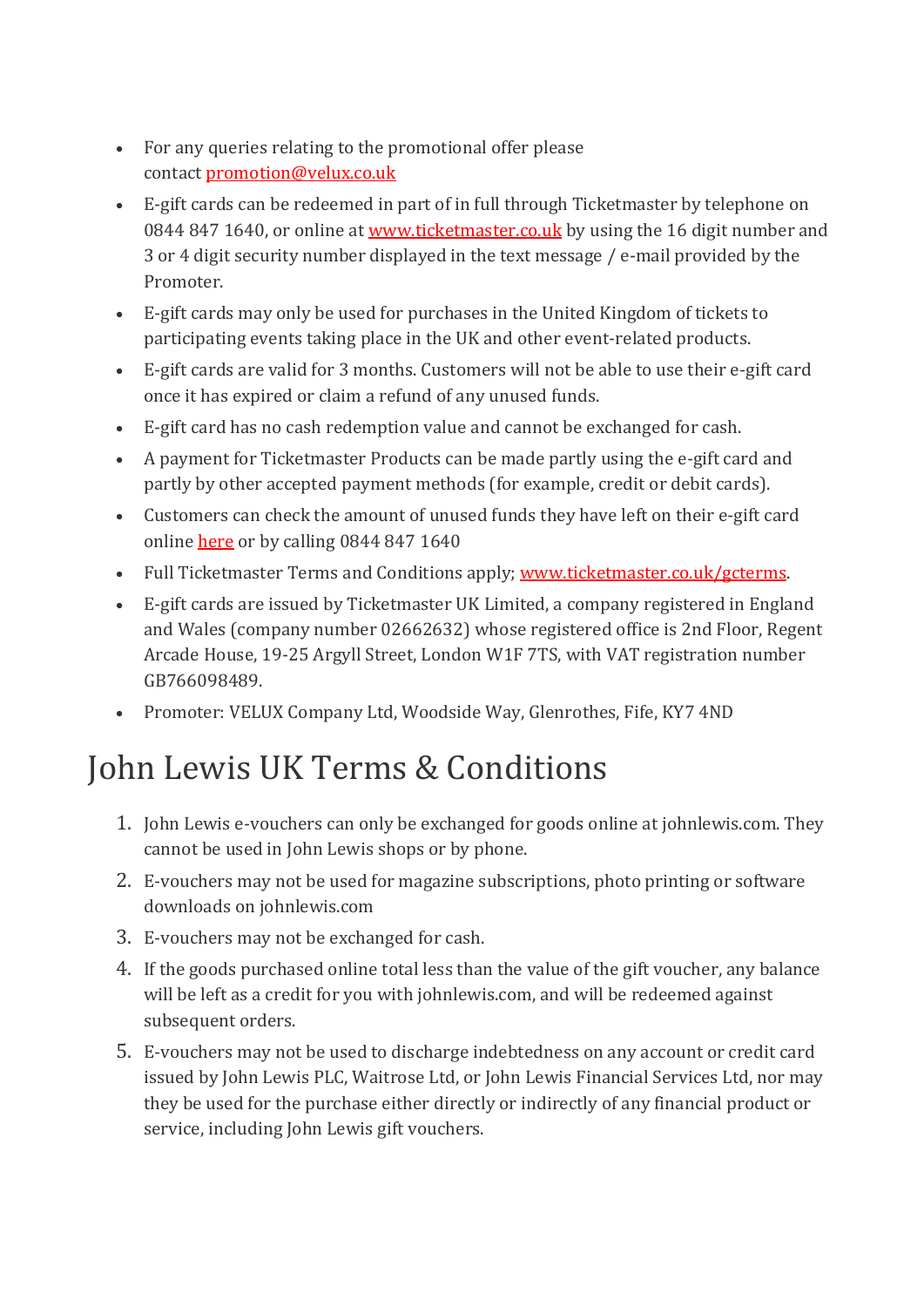- For any queries relating to the promotional offer please contact [promotion@velux.co.uk](mailto:promotion@velux.co.uk)
- E-gift cards can be redeemed in part of in full through Ticketmaster by telephone on 0844 847 1640, or online at [www.ticketmaster.co.uk](http://www.ticketmaster.co.uk) by using the 16 digit number and 3 or 4 digit security number displayed in the text message / e-mail provided by the Promoter.
- E-gift cards may only be used for purchases in the United Kingdom of tickets to participating events taking place in the UK and other event-related products.
- E-gift cards are valid for 3 months. Customers will not be able to use their e-gift card once it has expired or claim a refund of any unused funds.
- E-gift card has no cash redemption value and cannot be exchanged for cash.
- A payment for Ticketmaster Products can be made partly using the e-gift card and partly by other accepted payment methods (for example, credit or debit cards).
- Customers can check the amount of unused funds they have left on their e-gift card online here or by calling 0844 847 1640
- Full Ticketmaster Terms and Conditions apply; [www.ticketmaster.co.uk/gcterms](http://www.ticketmaster.co.uk/gcterms).
- E-gift cards are issued by Ticketmaster UK Limited, a company registered in England and Wales (company number 02662632) whose registered office is 2nd Floor, Regent Arcade House, 19-25 Argyll Street, London W1F 7TS, with VAT registration number GB766098489.
- Promoter: VELUX Company Ltd, Woodside Way, Glenrothes, Fife, KY7 4ND

# John Lewis UK Terms & Conditions

1. John Lewis e-vouchers can only be exchanged for goods online at johnlewis.com. They cannot be used in John Lewis shops or by phone.
2. E-vouchers may not be used for magazine subscriptions, photo printing or software downloads on johnlewis.com
3. E-vouchers may not be exchanged for cash.
4. If the goods purchased online total less than the value of the gift voucher, any balance will be left as a credit for you with johnlewis.com, and will be redeemed against subsequent orders.
5. E-vouchers may not be used to discharge indebtedness on any account or credit card issued by John Lewis PLC, Waitrose Ltd, or John Lewis Financial Services Ltd, nor may they be used for the purchase either directly or indirectly of any financial product or service, including John Lewis gift vouchers.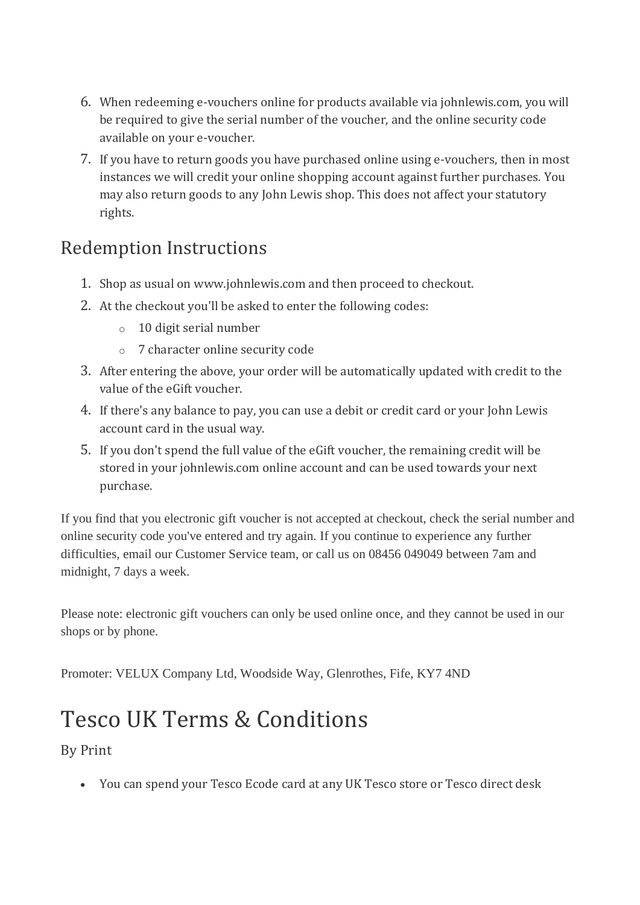6. When redeeming e-vouchers online for products available via johnlewis.com, you will be required to give the serial number of the voucher, and the online security code available on your e-voucher.
7. If you have to return goods you have purchased online using e-vouchers, then in most instances we will credit your online shopping account against further purchases. You may also return goods to any John Lewis shop. This does not affect your statutory rights.

## Redemption Instructions

1. Shop as usual on www.johnlewis.com and then proceed to checkout.
2. At the checkout you'll be asked to enter the following codes:
   - 10 digit serial number
   - 7 character online security code
3. After entering the above, your order will be automatically updated with credit to the value of the eGift voucher.
4. If there's any balance to pay, you can use a debit or credit card or your John Lewis account card in the usual way.
5. If you don't spend the full value of the eGift voucher, the remaining credit will be stored in your johnlewis.com online account and can be used towards your next purchase.

If you find that you electronic gift voucher is not accepted at checkout, check the serial number and online security code you've entered and try again. If you continue to experience any further difficulties, email our Customer Service team, or call us on 08456 049049 between 7am and midnight, 7 days a week.

Please note: electronic gift vouchers can only be used online once, and they cannot be used in our shops or by phone.

Promoter: VELUX Company Ltd, Woodside Way, Glenrothes, Fife, KY7 4ND

# Tesco UK Terms & Conditions

By Print

- You can spend your Tesco Ecode card at any UK Tesco store or Tesco direct desk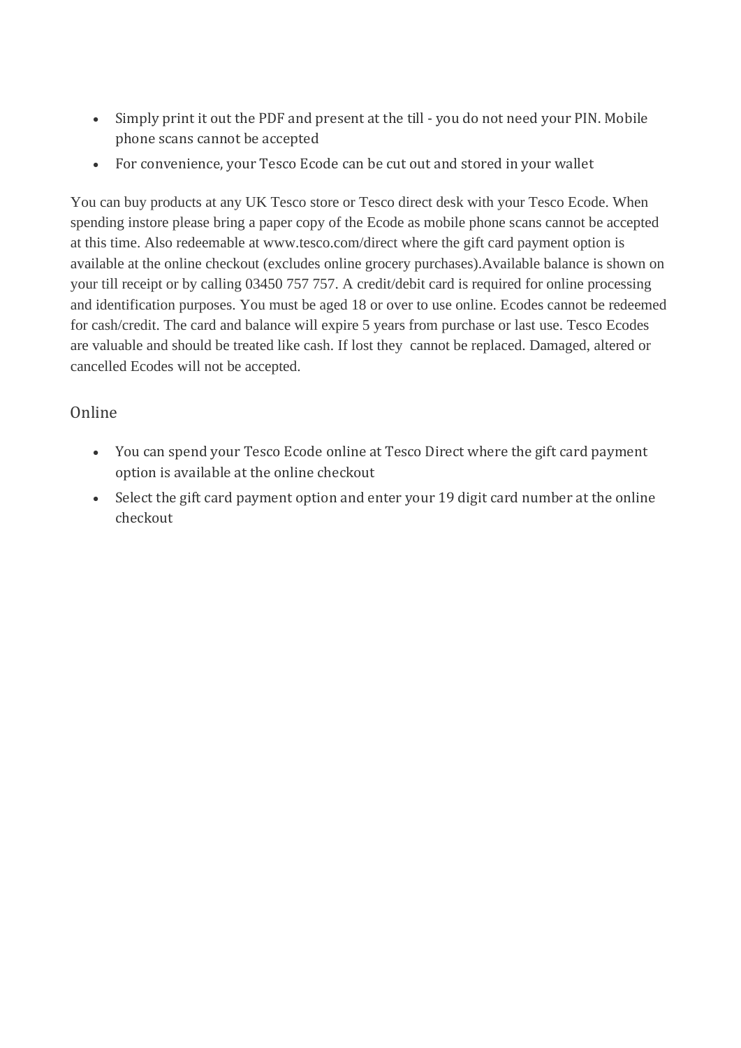- Simply print it out the PDF and present at the till - you do not need your PIN. Mobile phone scans cannot be accepted
- For convenience, your Tesco Ecode can be cut out and stored in your wallet

You can buy products at any UK Tesco store or Tesco direct desk with your Tesco Ecode. When spending instore please bring a paper copy of the Ecode as mobile phone scans cannot be accepted at this time. Also redeemable at www.tesco.com/direct where the gift card payment option is available at the online checkout (excludes online grocery purchases).Available balance is shown on your till receipt or by calling 03450 757 757. A credit/debit card is required for online processing and identification purposes. You must be aged 18 or over to use online. Ecodes cannot be redeemed for cash/credit. The card and balance will expire 5 years from purchase or last use. Tesco Ecodes are valuable and should be treated like cash. If lost they cannot be replaced. Damaged, altered or cancelled Ecodes will not be accepted.

## Online

- You can spend your Tesco Ecode online at Tesco Direct where the gift card payment option is available at the online checkout
- Select the gift card payment option and enter your 19 digit card number at the online checkout